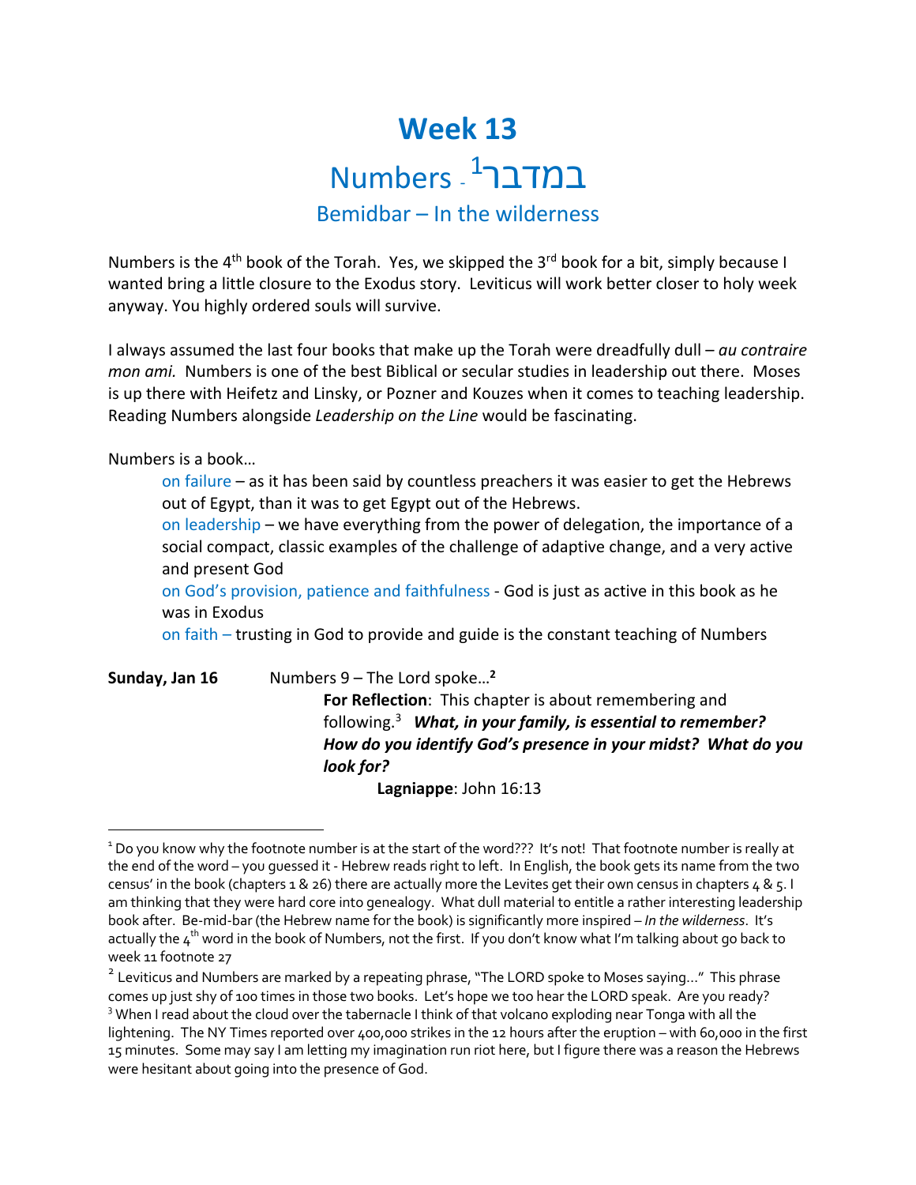# Week 13

## Numbers - במדבר[1]

### Bemidbar – In the wilderness

Numbers is the 4th book of the Torah. Yes, we skipped the 3rd book for a bit, simply because I wanted bring a little closure to the Exodus story. Leviticus will work better closer to holy week anyway. You highly ordered souls will survive.

I always assumed the last four books that make up the Torah were dreadfully dull – *au contraire mon ami.* Numbers is one of the best Biblical or secular studies in leadership out there. Moses is up there with Heifetz and Linsky, or Pozner and Kouzes when it comes to teaching leadership. Reading Numbers alongside *Leadership on the Line* would be fascinating.

Numbers is a book…

- on failure – as it has been said by countless preachers it was easier to get the Hebrews out of Egypt, than it was to get Egypt out of the Hebrews.
- on leadership – we have everything from the power of delegation, the importance of a social compact, classic examples of the challenge of adaptive change, and a very active and present God
- on God's provision, patience and faithfulness - God is just as active in this book as he was in Exodus
- on faith – trusting in God to provide and guide is the constant teaching of Numbers

**Sunday, Jan 16** Numbers 9 – The Lord spoke…[2]

**For Reflection**: This chapter is about remembering and following.[3] ***What, in your family, is essential to remember? How do you identify God's presence in your midst? What do you look for?***

**Lagniappe**: John 16:13

---

[1] Do you know why the footnote number is at the start of the word??? It's not! That footnote number is really at the end of the word – you guessed it - Hebrew reads right to left. In English, the book gets its name from the two census' in the book (chapters 1 & 26) there are actually more the Levites get their own census in chapters 4 & 5. I am thinking that they were hard core into genealogy. What dull material to entitle a rather interesting leadership book after. Be-mid-bar (the Hebrew name for the book) is significantly more inspired – *In the wilderness*. It's actually the 4th word in the book of Numbers, not the first. If you don't know what I'm talking about go back to week 11 footnote 27

[2] Leviticus and Numbers are marked by a repeating phrase, "The LORD spoke to Moses saying…" This phrase comes up just shy of 100 times in those two books. Let's hope we too hear the LORD speak. Are you ready?

[3] When I read about the cloud over the tabernacle I think of that volcano exploding near Tonga with all the lightening. The NY Times reported over 400,000 strikes in the 12 hours after the eruption – with 60,000 in the first 15 minutes. Some may say I am letting my imagination run riot here, but I figure there was a reason the Hebrews were hesitant about going into the presence of God.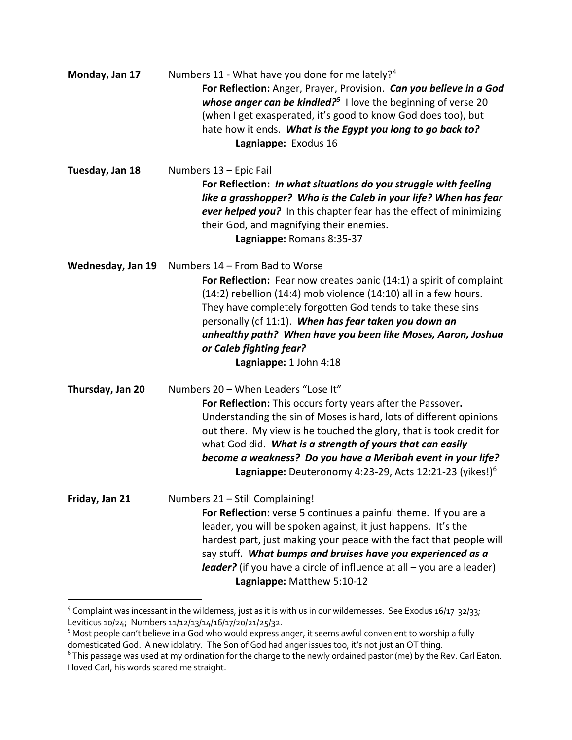**Monday, Jan 17** Numbers 11 - What have you done for me lately?[4]

**For Reflection:** Anger, Prayer, Provision. ***Can you believe in a God whose anger can be kindled?***[5] I love the beginning of verse 20 (when I get exasperated, it's good to know God does too), but hate how it ends. ***What is the Egypt you long to go back to?***

**Lagniappe:** Exodus 16

**Tuesday, Jan 18** Numbers 13 – Epic Fail

**For Reflection:** ***In what situations do you struggle with feeling like a grasshopper? Who is the Caleb in your life? When has fear ever helped you?*** In this chapter fear has the effect of minimizing their God, and magnifying their enemies.

**Lagniappe:** Romans 8:35-37

**Wednesday, Jan 19** Numbers 14 – From Bad to Worse

**For Reflection:** Fear now creates panic (14:1) a spirit of complaint (14:2) rebellion (14:4) mob violence (14:10) all in a few hours. They have completely forgotten God tends to take these sins personally (cf 11:1). ***When has fear taken you down an unhealthy path? When have you been like Moses, Aaron, Joshua or Caleb fighting fear?***

**Lagniappe:** 1 John 4:18

**Thursday, Jan 20** Numbers 20 – When Leaders "Lose It"

**For Reflection:** This occurs forty years after the Passover**.** Understanding the sin of Moses is hard, lots of different opinions out there. My view is he touched the glory, that is took credit for what God did. ***What is a strength of yours that can easily become a weakness? Do you have a Meribah event in your life?***

**Lagniappe:** Deuteronomy 4:23-29, Acts 12:21-23 (yikes!)[6]

**Friday, Jan 21** Numbers 21 – Still Complaining!

**For Reflection**: verse 5 continues a painful theme. If you are a leader, you will be spoken against, it just happens. It's the hardest part, just making your peace with the fact that people will say stuff. ***What bumps and bruises have you experienced as a leader?*** (if you have a circle of influence at all – you are a leader)

**Lagniappe:** Matthew 5:10-12

---

[4] Complaint was incessant in the wilderness, just as it is with us in our wildernesses. See Exodus 16/17 32/33; Leviticus 10/24; Numbers 11/12/13/14/16/17/20/21/25/32.

[5] Most people can't believe in a God who would express anger, it seems awful convenient to worship a fully domesticated God. A new idolatry. The Son of God had anger issues too, it's not just an OT thing.

[6] This passage was used at my ordination for the charge to the newly ordained pastor (me) by the Rev. Carl Eaton. I loved Carl, his words scared me straight.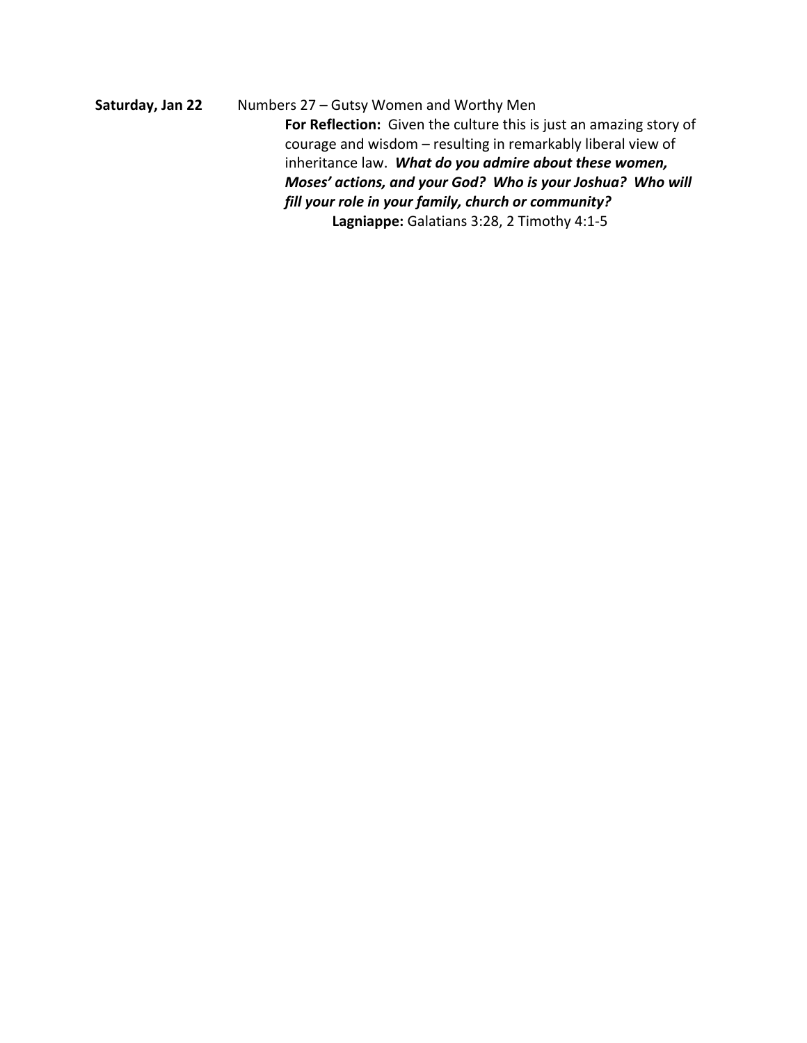**Saturday, Jan 22** Numbers 27 – Gutsy Women and Worthy Men

**For Reflection:** Given the culture this is just an amazing story of courage and wisdom – resulting in remarkably liberal view of inheritance law. ***What do you admire about these women, Moses' actions, and your God? Who is your Joshua? Who will fill your role in your family, church or community?***

**Lagniappe:** Galatians 3:28, 2 Timothy 4:1-5